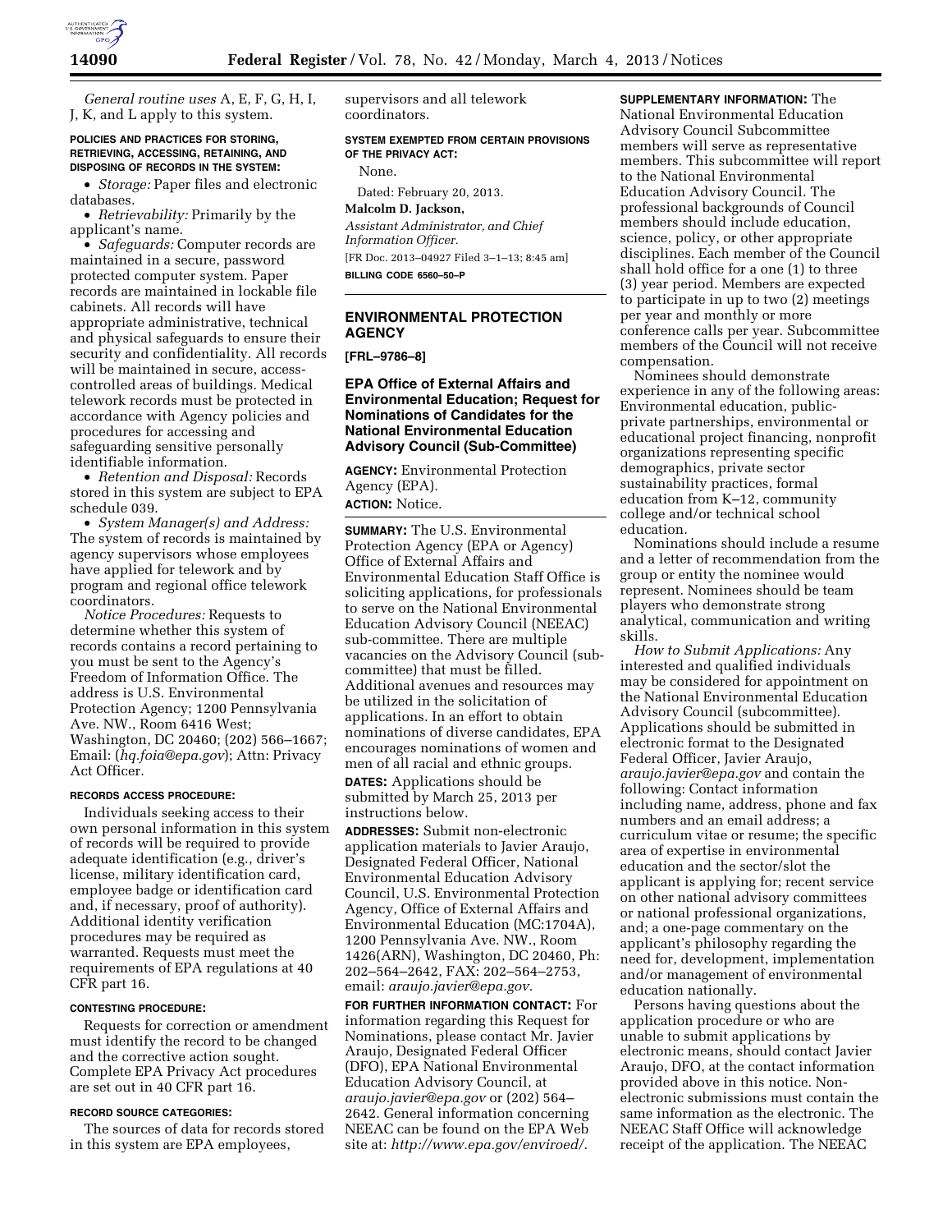*General routine uses* A, E, F, G, H, I, J, K, and L apply to this system.

**POLICIES AND PRACTICES FOR STORING, RETRIEVING, ACCESSING, RETAINING, AND DISPOSING OF RECORDS IN THE SYSTEM:**

- *Storage:* Paper files and electronic databases.
- *Retrievability:* Primarily by the applicant's name.
- *Safeguards:* Computer records are maintained in a secure, password protected computer system. Paper records are maintained in lockable file cabinets. All records will have appropriate administrative, technical and physical safeguards to ensure their security and confidentiality. All records will be maintained in secure, access-controlled areas of buildings. Medical telework records must be protected in accordance with Agency policies and procedures for accessing and safeguarding sensitive personally identifiable information.
- *Retention and Disposal:* Records stored in this system are subject to EPA schedule 039.
- *System Manager(s) and Address:* The system of records is maintained by agency supervisors whose employees have applied for telework and by program and regional office telework coordinators.

*Notice Procedures:* Requests to determine whether this system of records contains a record pertaining to you must be sent to the Agency's Freedom of Information Office. The address is U.S. Environmental Protection Agency; 1200 Pennsylvania Ave. NW., Room 6416 West; Washington, DC 20460; (202) 566–1667; Email: (*hq.foia@epa.gov*); Attn: Privacy Act Officer.

**RECORDS ACCESS PROCEDURE:**

Individuals seeking access to their own personal information in this system of records will be required to provide adequate identification (e.g., driver's license, military identification card, employee badge or identification card and, if necessary, proof of authority). Additional identity verification procedures may be required as warranted. Requests must meet the requirements of EPA regulations at 40 CFR part 16.

**CONTESTING PROCEDURE:**

Requests for correction or amendment must identify the record to be changed and the corrective action sought. Complete EPA Privacy Act procedures are set out in 40 CFR part 16.

**RECORD SOURCE CATEGORIES:**

The sources of data for records stored in this system are EPA employees, supervisors and all telework coordinators.

**SYSTEM EXEMPTED FROM CERTAIN PROVISIONS OF THE PRIVACY ACT:**

None.

Dated: February 20, 2013.

**Malcolm D. Jackson,**

*Assistant Administrator, and Chief Information Officer.*

[FR Doc. 2013–04927 Filed 3–1–13; 8:45 am]

**BILLING CODE 6560–50–P**

---

## ENVIRONMENTAL PROTECTION AGENCY

**[FRL–9786–8]**

### EPA Office of External Affairs and Environmental Education; Request for Nominations of Candidates for the National Environmental Education Advisory Council (Sub-Committee)

**AGENCY:** Environmental Protection Agency (EPA).

**ACTION:** Notice.

**SUMMARY:** The U.S. Environmental Protection Agency (EPA or Agency) Office of External Affairs and Environmental Education Staff Office is soliciting applications, for professionals to serve on the National Environmental Education Advisory Council (NEEAC) sub-committee. There are multiple vacancies on the Advisory Council (sub-committee) that must be filled. Additional avenues and resources may be utilized in the solicitation of applications. In an effort to obtain nominations of diverse candidates, EPA encourages nominations of women and men of all racial and ethnic groups.

**DATES:** Applications should be submitted by March 25, 2013 per instructions below.

**ADDRESSES:** Submit non-electronic application materials to Javier Araujo, Designated Federal Officer, National Environmental Education Advisory Council, U.S. Environmental Protection Agency, Office of External Affairs and Environmental Education (MC:1704A), 1200 Pennsylvania Ave. NW., Room 1426(ARN), Washington, DC 20460, Ph: 202–564–2642, FAX: 202–564–2753, email: *araujo.javier@epa.gov.*

**FOR FURTHER INFORMATION CONTACT:** For information regarding this Request for Nominations, please contact Mr. Javier Araujo, Designated Federal Officer (DFO), EPA National Environmental Education Advisory Council, at *araujo.javier@epa.gov* or (202) 564–2642. General information concerning NEEAC can be found on the EPA Web site at: *http://www.epa.gov/enviroed/.*

**SUPPLEMENTARY INFORMATION:** The National Environmental Education Advisory Council Subcommittee members will serve as representative members. This subcommittee will report to the National Environmental Education Advisory Council. The professional backgrounds of Council members should include education, science, policy, or other appropriate disciplines. Each member of the Council shall hold office for a one (1) to three (3) year period. Members are expected to participate in up to two (2) meetings per year and monthly or more conference calls per year. Subcommittee members of the Council will not receive compensation.

Nominees should demonstrate experience in any of the following areas: Environmental education, public-private partnerships, environmental or educational project financing, nonprofit organizations representing specific demographics, private sector sustainability practices, formal education from K–12, community college and/or technical school education.

Nominations should include a resume and a letter of recommendation from the group or entity the nominee would represent. Nominees should be team players who demonstrate strong analytical, communication and writing skills.

*How to Submit Applications:* Any interested and qualified individuals may be considered for appointment on the National Environmental Education Advisory Council (subcommittee). Applications should be submitted in electronic format to the Designated Federal Officer, Javier Araujo, *araujo.javier@epa.gov* and contain the following: Contact information including name, address, phone and fax numbers and an email address; a curriculum vitae or resume; the specific area of expertise in environmental education and the sector/slot the applicant is applying for; recent service on other national advisory committees or national professional organizations, and; a one-page commentary on the applicant's philosophy regarding the need for, development, implementation and/or management of environmental education nationally.

Persons having questions about the application procedure or who are unable to submit applications by electronic means, should contact Javier Araujo, DFO, at the contact information provided above in this notice. Non-electronic submissions must contain the same information as the electronic. The NEEAC Staff Office will acknowledge receipt of the application. The NEEAC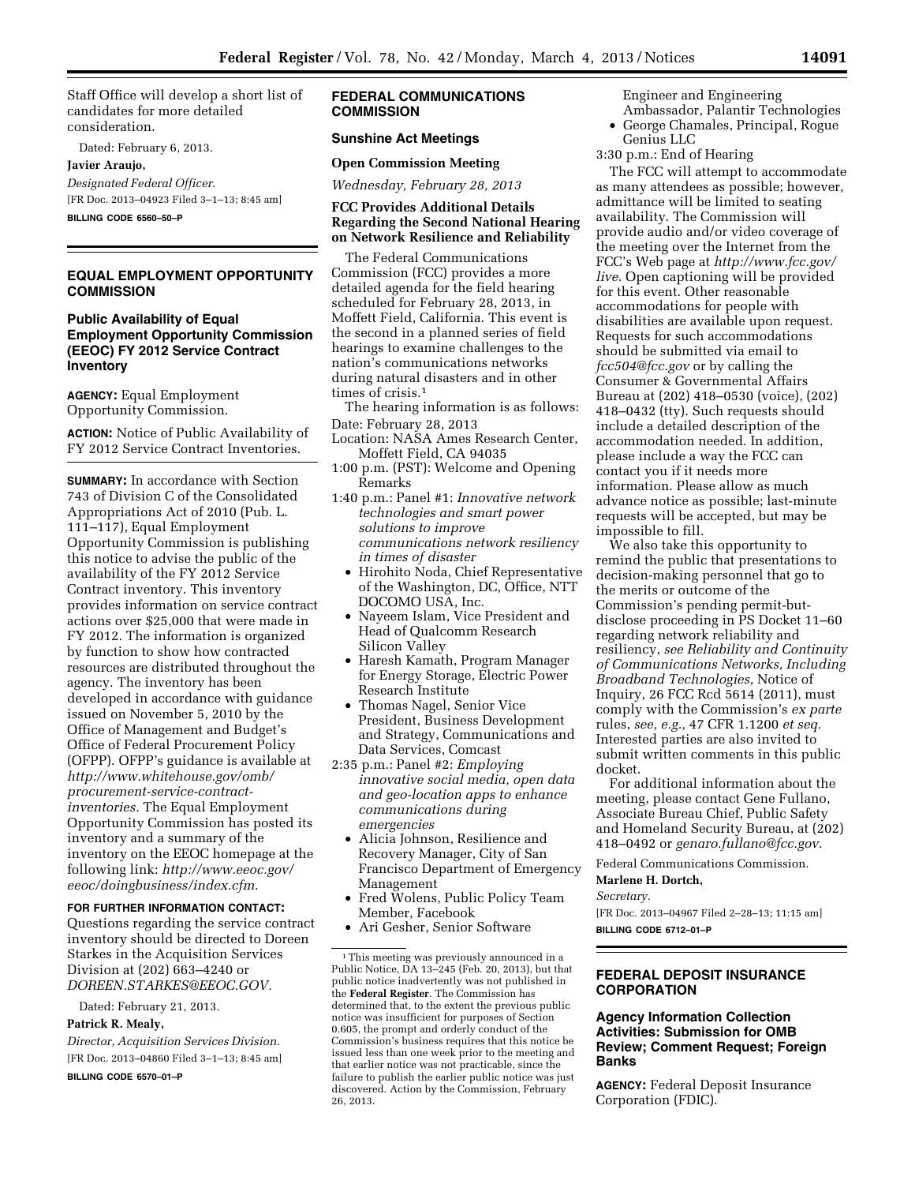Staff Office will develop a short list of candidates for more detailed consideration.

Dated: February 6, 2013.

**Javier Araujo,**

*Designated Federal Officer.*

[FR Doc. 2013–04923 Filed 3–1–13; 8:45 am]

**BILLING CODE 6560–50–P**

## EQUAL EMPLOYMENT OPPORTUNITY COMMISSION

### Public Availability of Equal Employment Opportunity Commission (EEOC) FY 2012 Service Contract Inventory

**AGENCY:** Equal Employment Opportunity Commission.

**ACTION:** Notice of Public Availability of FY 2012 Service Contract Inventories.

**SUMMARY:** In accordance with Section 743 of Division C of the Consolidated Appropriations Act of 2010 (Pub. L. 111–117), Equal Employment Opportunity Commission is publishing this notice to advise the public of the availability of the FY 2012 Service Contract inventory. This inventory provides information on service contract actions over $25,000 that were made in FY 2012. The information is organized by function to show how contracted resources are distributed throughout the agency. The inventory has been developed in accordance with guidance issued on November 5, 2010 by the Office of Management and Budget's Office of Federal Procurement Policy (OFPP). OFPP's guidance is available at *http://www.whitehouse.gov/omb/procurement-service-contract-inventories.* The Equal Employment Opportunity Commission has posted its inventory and a summary of the inventory on the EEOC homepage at the following link: *http://www.eeoc.gov/eeoc/doingbusiness/index.cfm.*

**FOR FURTHER INFORMATION CONTACT:** Questions regarding the service contract inventory should be directed to Doreen Starkes in the Acquisition Services Division at (202) 663–4240 or *DOREEN.STARKES@EEOC.GOV.*

Dated: February 21, 2013.

**Patrick R. Mealy,**

*Director, Acquisition Services Division.*

[FR Doc. 2013–04860 Filed 3–1–13; 8:45 am]

**BILLING CODE 6570–01–P**

## FEDERAL COMMUNICATIONS COMMISSION

### Sunshine Act Meetings

### Open Commission Meeting

*Wednesday, February 28, 2013*

### FCC Provides Additional Details Regarding the Second National Hearing on Network Resilience and Reliability

The Federal Communications Commission (FCC) provides a more detailed agenda for the field hearing scheduled for February 28, 2013, in Moffett Field, California. This event is the second in a planned series of field hearings to examine challenges to the nation's communications networks during natural disasters and in other times of crisis.[1]

The hearing information is as follows:

Date: February 28, 2013

Location: NASA Ames Research Center, Moffett Field, CA 94035

1:00 p.m. (PST): Welcome and Opening Remarks

1:40 p.m.: Panel #1: *Innovative network technologies and smart power solutions to improve communications network resiliency in times of disaster*

- Hirohito Noda, Chief Representative of the Washington, DC, Office, NTT DOCOMO USA, Inc.
- Nayeem Islam, Vice President and Head of Qualcomm Research Silicon Valley
- Haresh Kamath, Program Manager for Energy Storage, Electric Power Research Institute
- Thomas Nagel, Senior Vice President, Business Development and Strategy, Communications and Data Services, Comcast

2:35 p.m.: Panel #2: *Employing innovative social media, open data and geo-location apps to enhance communications during emergencies*

- Alicia Johnson, Resilience and Recovery Manager, City of San Francisco Department of Emergency Management
- Fred Wolens, Public Policy Team Member, Facebook
- Ari Gesher, Senior Software Engineer and Engineering Ambassador, Palantir Technologies
- George Chamales, Principal, Rogue Genius LLC

3:30 p.m.: End of Hearing

The FCC will attempt to accommodate as many attendees as possible; however, admittance will be limited to seating availability. The Commission will provide audio and/or video coverage of the meeting over the Internet from the FCC's Web page at *http://www.fcc.gov/live.* Open captioning will be provided for this event. Other reasonable accommodations for people with disabilities are available upon request. Requests for such accommodations should be submitted via email to *fcc504@fcc.gov* or by calling the Consumer & Governmental Affairs Bureau at (202) 418–0530 (voice), (202) 418–0432 (tty). Such requests should include a detailed description of the accommodation needed. In addition, please include a way the FCC can contact you if it needs more information. Please allow as much advance notice as possible; last-minute requests will be accepted, but may be impossible to fill.

We also take this opportunity to remind the public that presentations to decision-making personnel that go to the merits or outcome of the Commission's pending permit-but-disclose proceeding in PS Docket 11–60 regarding network reliability and resiliency, *see Reliability and Continuity of Communications Networks, Including Broadband Technologies,* Notice of Inquiry, 26 FCC Rcd 5614 (2011), must comply with the Commission's *ex parte* rules, *see, e.g.,* 47 CFR 1.1200 *et seq.* Interested parties are also invited to submit written comments in this public docket.

For additional information about the meeting, please contact Gene Fullano, Associate Bureau Chief, Public Safety and Homeland Security Bureau, at (202) 418–0492 or *genaro.fullano@fcc.gov.*

Federal Communications Commission.

**Marlene H. Dortch,**

*Secretary.*

[FR Doc. 2013–04967 Filed 2–28–13; 11:15 am]

**BILLING CODE 6712–01–P**

[1] This meeting was previously announced in a Public Notice, DA 13–245 (Feb. 20, 2013), but that public notice inadvertently was not published in the **Federal Register**. The Commission has determined that, to the extent the previous public notice was insufficient for purposes of Section 0.605, the prompt and orderly conduct of the Commission's business requires that this notice be issued less than one week prior to the meeting and that earlier notice was not practicable, since the failure to publish the earlier public notice was just discovered. Action by the Commission, February 26, 2013.

## FEDERAL DEPOSIT INSURANCE CORPORATION

### Agency Information Collection Activities: Submission for OMB Review; Comment Request; Foreign Banks

**AGENCY:** Federal Deposit Insurance Corporation (FDIC).